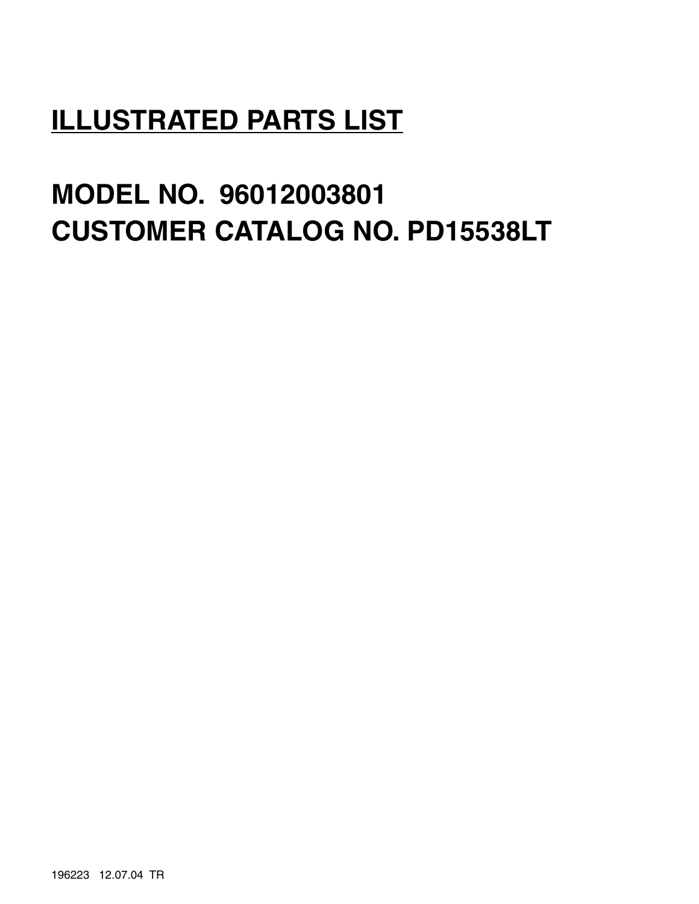# ILLUSTRATED PARTS LIST

# MODEL NO. 96012003801
# CUSTOMER CATALOG NO. PD15538LT

196223 12.07.04 TR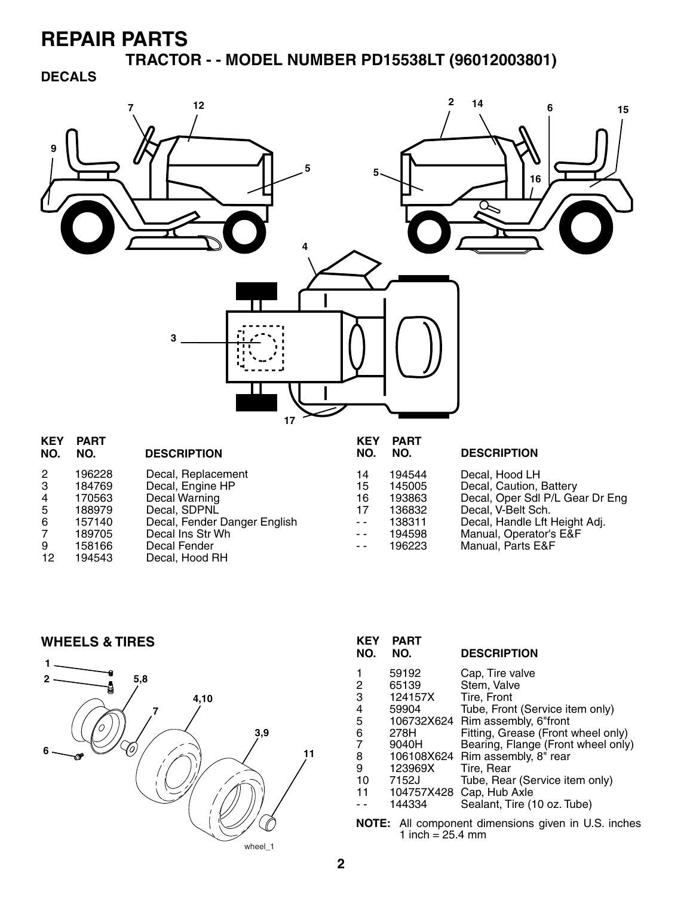# REPAIR PARTS

## TRACTOR - - MODEL NUMBER PD15538LT (96012003801)

### DECALS

| KEY NO. | PART NO. | DESCRIPTION |
|---|---|---|
| 2 | 196228 | Decal, Replacement |
| 3 | 184769 | Decal, Engine HP |
| 4 | 170563 | Decal Warning |
| 5 | 188979 | Decal, SDPNL |
| 6 | 157140 | Decal, Fender Danger English |
| 7 | 189705 | Decal Ins Str Wh |
| 9 | 158166 | Decal Fender |
| 12 | 194543 | Decal, Hood RH |
| 14 | 194544 | Decal, Hood LH |
| 15 | 145005 | Decal, Caution, Battery |
| 16 | 193863 | Decal, Oper Sdl P/L Gear Dr Eng |
| 17 | 136832 | Decal, V-Belt Sch. |
| - - | 138311 | Decal, Handle Lft Height Adj. |
| - - | 194598 | Manual, Operator's E&F |
| - - | 196223 | Manual, Parts E&F |

### WHEELS & TIRES

| KEY NO. | PART NO. | DESCRIPTION |
|---|---|---|
| 1 | 59192 | Cap, Tire valve |
| 2 | 65139 | Stem, Valve |
| 3 | 124157X | Tire, Front |
| 4 | 59904 | Tube, Front (Service item only) |
| 5 | 106732X624 | Rim assembly, 6"front |
| 6 | 278H | Fitting, Grease (Front wheel only) |
| 7 | 9040H | Bearing, Flange (Front wheel only) |
| 8 | 106108X624 | Rim assembly, 8" rear |
| 9 | 123969X | Tire, Rear |
| 10 | 7152J | Tube, Rear (Service item only) |
| 11 | 104757X428 | Cap, Hub Axle |
| - - | 144334 | Sealant, Tire (10 oz. Tube) |

**NOTE:** All component dimensions given in U.S. inches
1 inch = 25.4 mm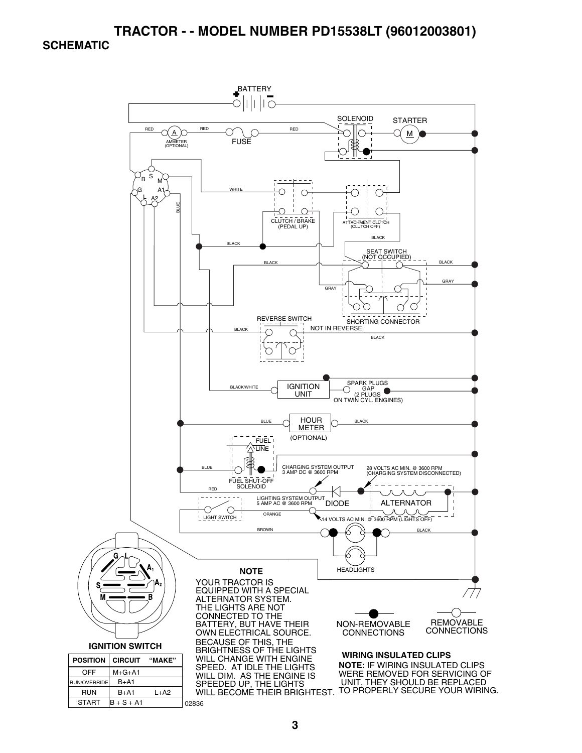# TRACTOR - - MODEL NUMBER PD15538LT (96012003801)

## SCHEMATIC

BATTERY

SOLENOID

STARTER

M

RED

A

AMMETER (OPTIONAL)

RED

FUSE

RED

B S M G A1 L A2

WHITE

BLUE

CLUTCH / BRAKE (PEDAL UP)

ATTACHMENT CLUTCH (CLUTCH OFF)

BLACK

BLACK

SEAT SWITCH (NOT OCCUPIED)

BLACK

BLACK

GRAY

GRAY

SHORTING CONNECTOR

REVERSE SWITCH

BLACK

NOT IN REVERSE

BLACK

BLACK/WHITE

IGNITION UNIT

SPARK PLUGS GAP (2 PLUGS ON TWIN CYL. ENGINES)

BLUE

HOUR METER (OPTIONAL)

BLACK

FUEL LINE

BLUE

FUEL SHUT-OFF SOLENOID

CHARGING SYSTEM OUTPUT 3 AMP DC @ 3600 RPM

28 VOLTS AC MIN. @ 3600 RPM (CHARGING SYSTEM DISCONNECTED)

RED

LIGHTING SYSTEM OUTPUT 5 AMP AC @ 3600 RPM

DIODE

ALTERNATOR

LIGHT SWITCH

ORANGE

14 VOLTS AC MIN. @ 3600 RPM (LIGHTS OFF)

BROWN

BLACK

HEADLIGHTS

**NOTE**

YOUR TRACTOR IS EQUIPPED WITH A SPECIAL ALTERNATOR SYSTEM. THE LIGHTS ARE NOT CONNECTED TO THE BATTERY, BUT HAVE THEIR OWN ELECTRICAL SOURCE. BECAUSE OF THIS, THE BRIGHTNESS OF THE LIGHTS WILL CHANGE WITH ENGINE SPEED. AT IDLE THE LIGHTS WILL DIM. AS THE ENGINE IS SPEEDED UP, THE LIGHTS WILL BECOME THEIR BRIGHTEST.

NON-REMOVABLE CONNECTIONS

REMOVABLE CONNECTIONS

**WIRING INSULATED CLIPS**

**NOTE:** IF WIRING INSULATED CLIPS WERE REMOVED FOR SERVICING OF UNIT, THEY SHOULD BE REPLACED TO PROPERLY SECURE YOUR WIRING.

G L A1 A2 S M B

**IGNITION SWITCH**

| POSITION | CIRCUIT | "MAKE" |
|---|---|---|
| OFF | M+G+A1 | |
| RUN/OVERRIDE | B+A1 | |
| RUN | B+A1 | L+A2 |
| START | B + S + A1 | |

02836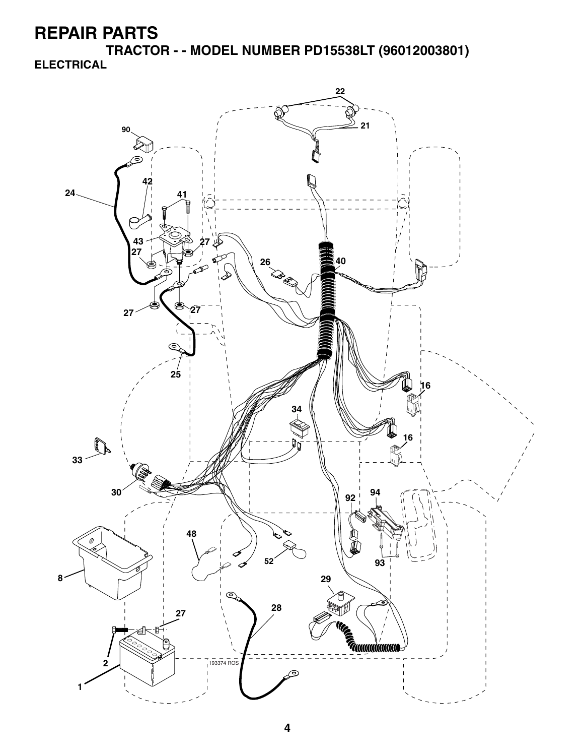# REPAIR PARTS

## TRACTOR - - MODEL NUMBER PD15538LT (96012003801)

### ELECTRICAL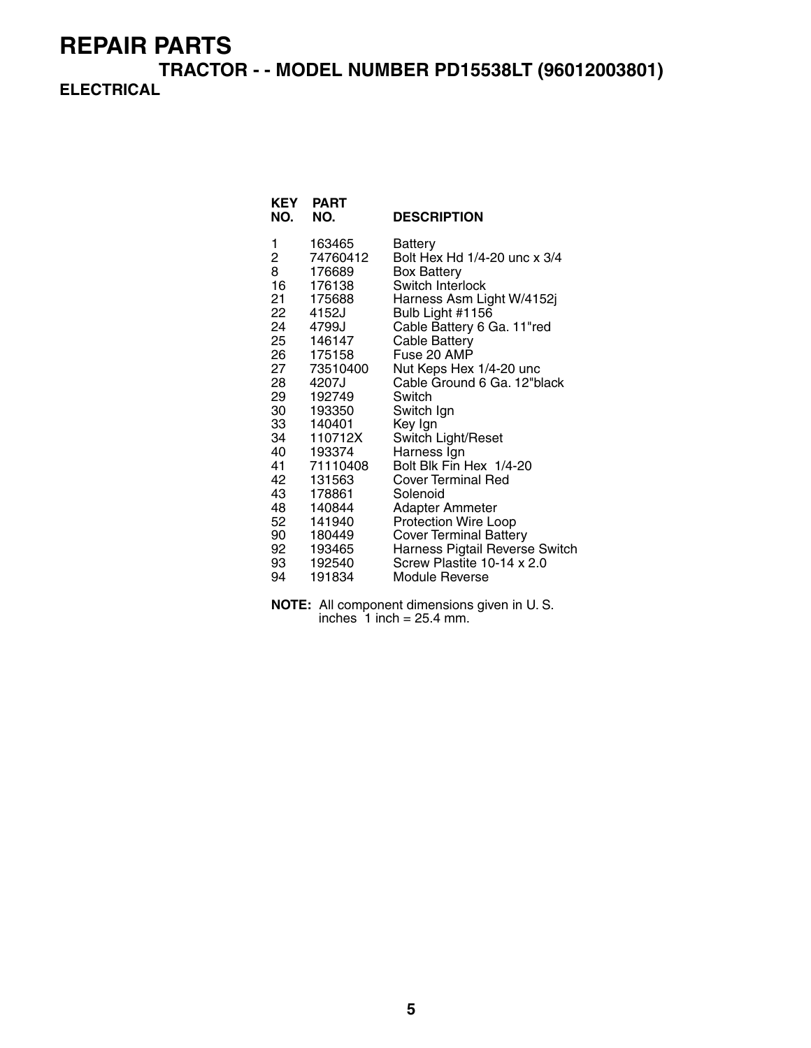# REPAIR PARTS

## TRACTOR - - MODEL NUMBER PD15538LT (96012003801)

### ELECTRICAL

| KEY NO. | PART NO. | DESCRIPTION |
|---|---|---|
| 1 | 163465 | Battery |
| 2 | 74760412 | Bolt Hex Hd 1/4-20 unc x 3/4 |
| 8 | 176689 | Box Battery |
| 16 | 176138 | Switch Interlock |
| 21 | 175688 | Harness Asm Light W/4152j |
| 22 | 4152J | Bulb Light #1156 |
| 24 | 4799J | Cable Battery 6 Ga. 11"red |
| 25 | 146147 | Cable Battery |
| 26 | 175158 | Fuse 20 AMP |
| 27 | 73510400 | Nut Keps Hex 1/4-20 unc |
| 28 | 4207J | Cable Ground 6 Ga. 12"black |
| 29 | 192749 | Switch |
| 30 | 193350 | Switch Ign |
| 33 | 140401 | Key Ign |
| 34 | 110712X | Switch Light/Reset |
| 40 | 193374 | Harness Ign |
| 41 | 71110408 | Bolt Blk Fin Hex 1/4-20 |
| 42 | 131563 | Cover Terminal Red |
| 43 | 178861 | Solenoid |
| 48 | 140844 | Adapter Ammeter |
| 52 | 141940 | Protection Wire Loop |
| 90 | 180449 | Cover Terminal Battery |
| 92 | 193465 | Harness Pigtail Reverse Switch |
| 93 | 192540 | Screw Plastite 10-14 x 2.0 |
| 94 | 191834 | Module Reverse |

**NOTE:** All component dimensions given in U. S. inches 1 inch = 25.4 mm.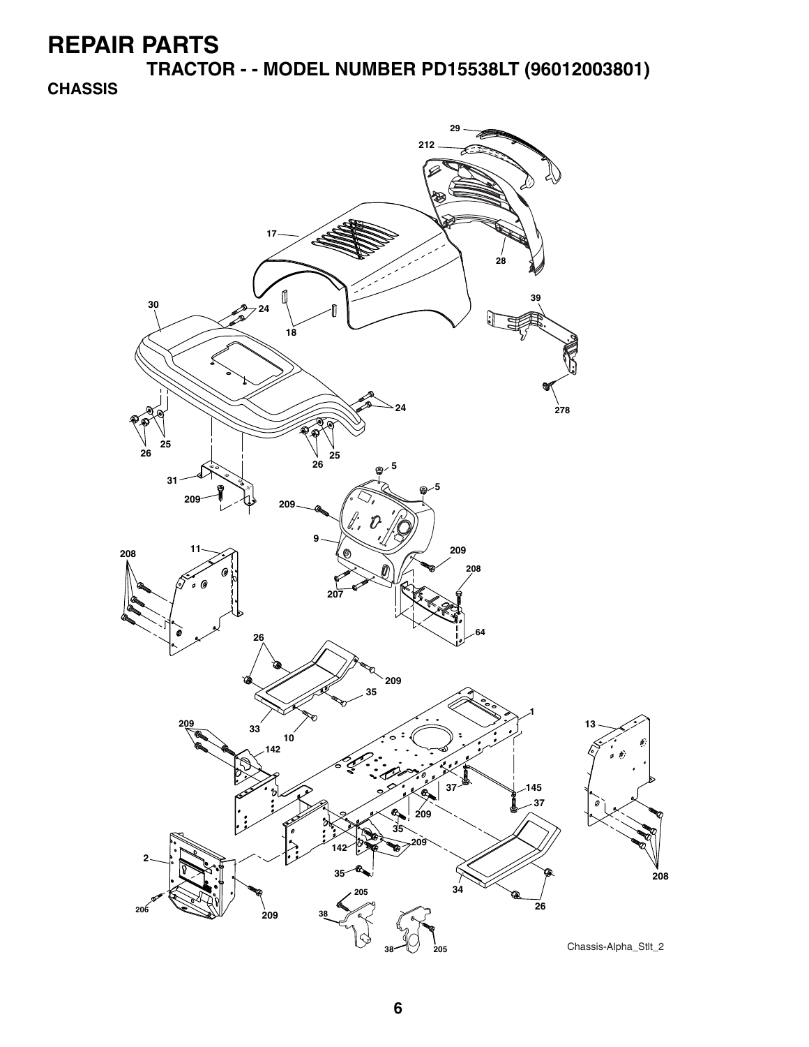# REPAIR PARTS

## TRACTOR - - MODEL NUMBER PD15538LT (96012003801)

### CHASSIS

Chassis-Alpha_Stlt_2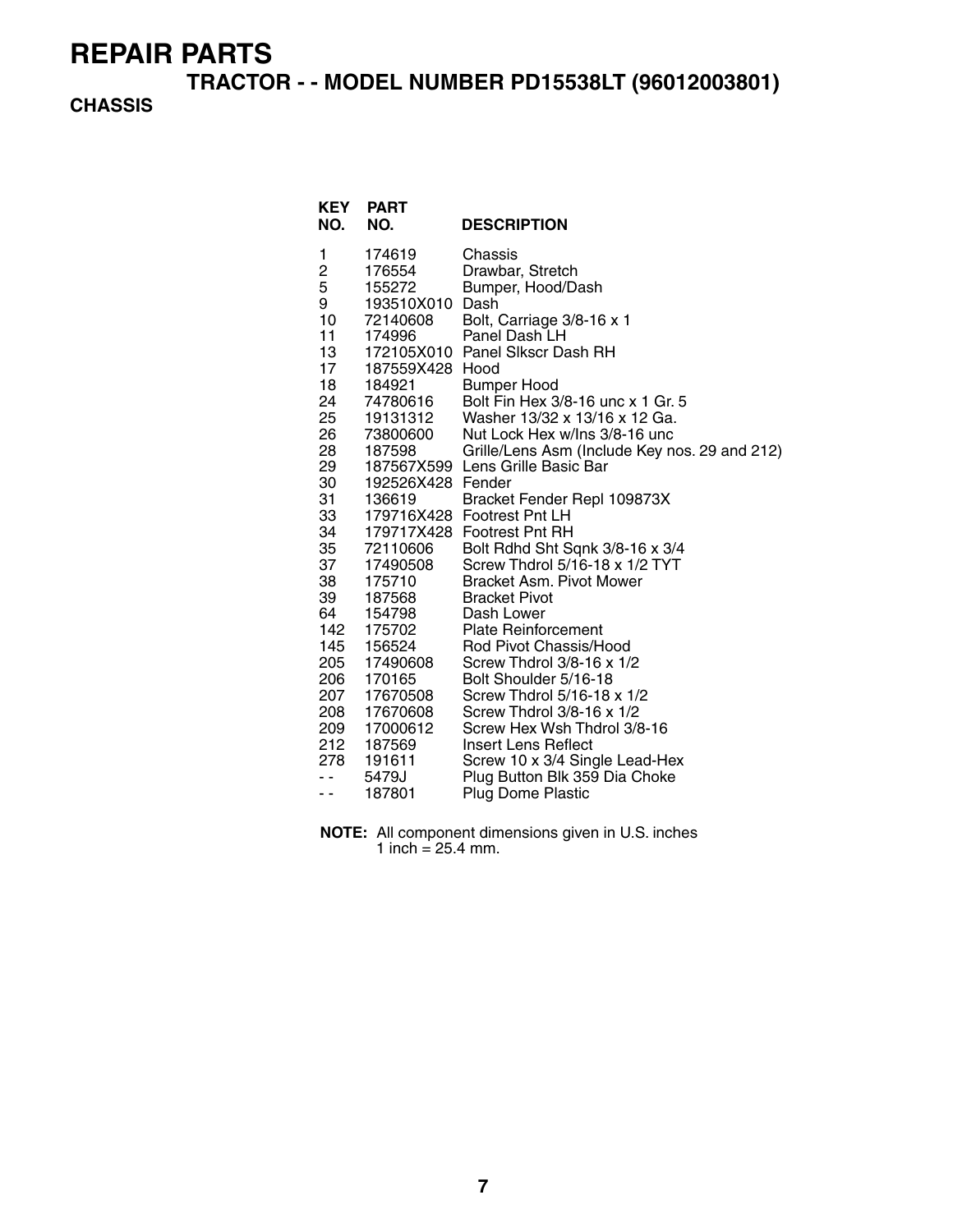# REPAIR PARTS

## TRACTOR - - MODEL NUMBER PD15538LT (96012003801)

### CHASSIS

| KEY NO. | PART NO. | DESCRIPTION |
|---|---|---|
| 1 | 174619 | Chassis |
| 2 | 176554 | Drawbar, Stretch |
| 5 | 155272 | Bumper, Hood/Dash |
| 9 | 193510X010 | Dash |
| 10 | 72140608 | Bolt, Carriage 3/8-16 x 1 |
| 11 | 174996 | Panel Dash LH |
| 13 | 172105X010 | Panel Slkscr Dash RH |
| 17 | 187559X428 | Hood |
| 18 | 184921 | Bumper Hood |
| 24 | 74780616 | Bolt Fin Hex 3/8-16 unc x 1 Gr. 5 |
| 25 | 19131312 | Washer 13/32 x 13/16 x 12 Ga. |
| 26 | 73800600 | Nut Lock Hex w/Ins 3/8-16 unc |
| 28 | 187598 | Grille/Lens Asm (Include Key nos. 29 and 212) |
| 29 | 187567X599 | Lens Grille Basic Bar |
| 30 | 192526X428 | Fender |
| 31 | 136619 | Bracket Fender Repl 109873X |
| 33 | 179716X428 | Footrest Pnt LH |
| 34 | 179717X428 | Footrest Pnt RH |
| 35 | 72110606 | Bolt Rdhd Sht Sqnk 3/8-16 x 3/4 |
| 37 | 17490508 | Screw Thdrol 5/16-18 x 1/2 TYT |
| 38 | 175710 | Bracket Asm. Pivot Mower |
| 39 | 187568 | Bracket Pivot |
| 64 | 154798 | Dash Lower |
| 142 | 175702 | Plate Reinforcement |
| 145 | 156524 | Rod Pivot Chassis/Hood |
| 205 | 17490608 | Screw Thdrol 3/8-16 x 1/2 |
| 206 | 170165 | Bolt Shoulder 5/16-18 |
| 207 | 17670508 | Screw Thdrol 5/16-18 x 1/2 |
| 208 | 17670608 | Screw Thdrol 3/8-16 x 1/2 |
| 209 | 17000612 | Screw Hex Wsh Thdrol 3/8-16 |
| 212 | 187569 | Insert Lens Reflect |
| 278 | 191611 | Screw 10 x 3/4 Single Lead-Hex |
| - - | 5479J | Plug Button Blk 359 Dia Choke |
| - - | 187801 | Plug Dome Plastic |

**NOTE:** All component dimensions given in U.S. inches
1 inch = 25.4 mm.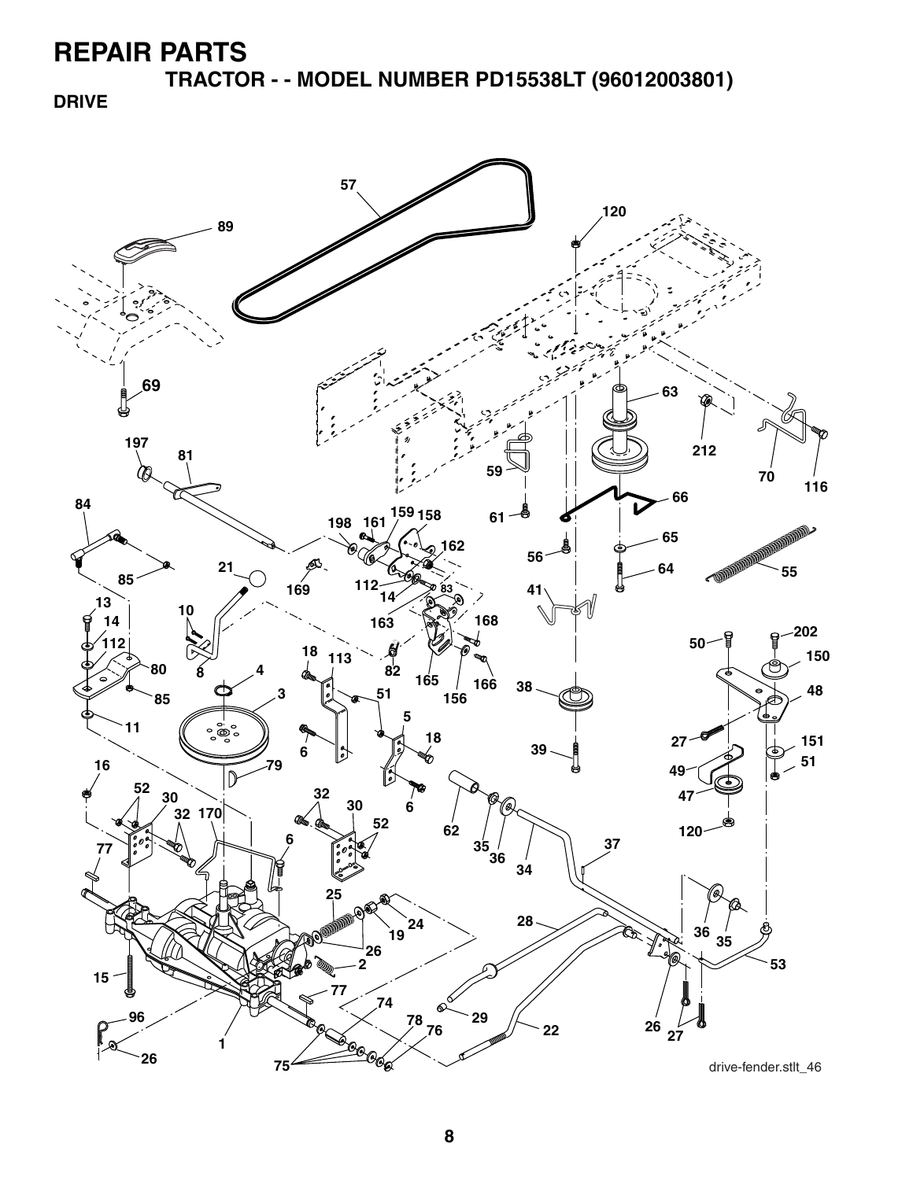# REPAIR PARTS

## TRACTOR - - MODEL NUMBER PD15538LT (96012003801)

### DRIVE

drive-fender.stlt_46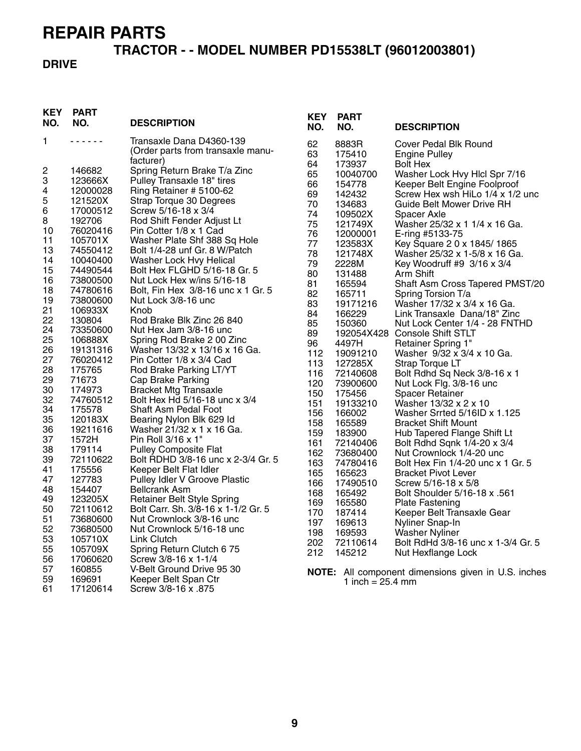# REPAIR PARTS

## TRACTOR - - MODEL NUMBER PD15538LT (96012003801)

### DRIVE

| KEY NO. | PART NO. | DESCRIPTION |
|---|---|---|
| 1 | - - - - - - | Transaxle Dana D4360-139 (Order parts from transaxle manufacturer) |
| 2 | 146682 | Spring Return Brake T/a Zinc |
| 3 | 123666X | Pulley Transaxle 18" tires |
| 4 | 12000028 | Ring Retainer # 5100-62 |
| 5 | 121520X | Strap Torque 30 Degrees |
| 6 | 17000512 | Screw 5/16-18 x 3/4 |
| 8 | 192706 | Rod Shift Fender Adjust Lt |
| 10 | 76020416 | Pin Cotter 1/8 x 1 Cad |
| 11 | 105701X | Washer Plate Shf 388 Sq Hole |
| 13 | 74550412 | Bolt 1/4-28 unf Gr. 8 W/Patch |
| 14 | 10040400 | Washer Lock Hvy Helical |
| 15 | 74490544 | Bolt Hex FLGHD 5/16-18 Gr. 5 |
| 16 | 73800500 | Nut Lock Hex w/ins 5/16-18 |
| 18 | 74780616 | Bolt, Fin Hex 3/8-16 unc x 1 Gr. 5 |
| 19 | 73800600 | Nut Lock 3/8-16 unc |
| 21 | 106933X | Knob |
| 22 | 130804 | Rod Brake Blk Zinc 26 840 |
| 24 | 73350600 | Nut Hex Jam 3/8-16 unc |
| 25 | 106888X | Spring Rod Brake 2 00 Zinc |
| 26 | 19131316 | Washer 13/32 x 13/16 x 16 Ga. |
| 27 | 76020412 | Pin Cotter 1/8 x 3/4 Cad |
| 28 | 175765 | Rod Brake Parking LT/YT |
| 29 | 71673 | Cap Brake Parking |
| 30 | 174973 | Bracket Mtg Transaxle |
| 32 | 74760512 | Bolt Hex Hd 5/16-18 unc x 3/4 |
| 34 | 175578 | Shaft Asm Pedal Foot |
| 35 | 120183X | Bearing Nylon Blk 629 Id |
| 36 | 19211616 | Washer 21/32 x 1 x 16 Ga. |
| 37 | 1572H | Pin Roll 3/16 x 1" |
| 38 | 179114 | Pulley Composite Flat |
| 39 | 72110622 | Bolt RDHD 3/8-16 unc x 2-3/4 Gr. 5 |
| 41 | 175556 | Keeper Belt Flat Idler |
| 47 | 127783 | Pulley Idler V Groove Plastic |
| 48 | 154407 | Bellcrank Asm |
| 49 | 123205X | Retainer Belt Style Spring |
| 50 | 72110612 | Bolt Carr. Sh. 3/8-16 x 1-1/2 Gr. 5 |
| 51 | 73680600 | Nut Crownlock 3/8-16 unc |
| 52 | 73680500 | Nut Crownlock 5/16-18 unc |
| 53 | 105710X | Link Clutch |
| 55 | 105709X | Spring Return Clutch 6 75 |
| 56 | 17060620 | Screw 3/8-16 x 1-1/4 |
| 57 | 160855 | V-Belt Ground Drive 95 30 |
| 59 | 169691 | Keeper Belt Span Ctr |
| 61 | 17120614 | Screw 3/8-16 x .875 |
| 62 | 8883R | Cover Pedal Blk Round |
| 63 | 175410 | Engine Pulley |
| 64 | 173937 | Bolt Hex |
| 65 | 10040700 | Washer Lock Hvy Hlcl Spr 7/16 |
| 66 | 154778 | Keeper Belt Engine Foolproof |
| 69 | 142432 | Screw Hex wsh HiLo 1/4 x 1/2 unc |
| 70 | 134683 | Guide Belt Mower Drive RH |
| 74 | 109502X | Spacer Axle |
| 75 | 121749X | Washer 25/32 x 1 1/4 x 16 Ga. |
| 76 | 12000001 | E-ring #5133-75 |
| 77 | 123583X | Key Square 2 0 x 1845/ 1865 |
| 78 | 121748X | Washer 25/32 x 1-5/8 x 16 Ga. |
| 79 | 2228M | Key Woodruff #9 3/16 x 3/4 |
| 80 | 131488 | Arm Shift |
| 81 | 165594 | Shaft Asm Cross Tapered PMST/20 |
| 82 | 165711 | Spring Torsion T/a |
| 83 | 19171216 | Washer 17/32 x 3/4 x 16 Ga. |
| 84 | 166229 | Link Transaxle Dana/18" Zinc |
| 85 | 150360 | Nut Lock Center 1/4 - 28 FNTHD |
| 89 | 192054X428 | Console Shift STLT |
| 96 | 4497H | Retainer Spring 1" |
| 112 | 19091210 | Washer 9/32 x 3/4 x 10 Ga. |
| 113 | 127285X | Strap Torque LT |
| 116 | 72140608 | Bolt Rdhd Sq Neck 3/8-16 x 1 |
| 120 | 73900600 | Nut Lock Flg. 3/8-16 unc |
| 150 | 175456 | Spacer Retainer |
| 151 | 19133210 | Washer 13/32 x 2 x 10 |
| 156 | 166002 | Washer Srrted 5/16ID x 1.125 |
| 158 | 165589 | Bracket Shift Mount |
| 159 | 183900 | Hub Tapered Flange Shift Lt |
| 161 | 72140406 | Bolt Rdhd Sqnk 1/4-20 x 3/4 |
| 162 | 73680400 | Nut Crownlock 1/4-20 unc |
| 163 | 74780416 | Bolt Hex Fin 1/4-20 unc x 1 Gr. 5 |
| 165 | 165623 | Bracket Pivot Lever |
| 166 | 17490510 | Screw 5/16-18 x 5/8 |
| 168 | 165492 | Bolt Shoulder 5/16-18 x .561 |
| 169 | 165580 | Plate Fastening |
| 170 | 187414 | Keeper Belt Transaxle Gear |
| 197 | 169613 | Nyliner Snap-In |
| 198 | 169593 | Washer Nyliner |
| 202 | 72110614 | Bolt RdHd 3/8-16 unc x 1-3/4 Gr. 5 |
| 212 | 145212 | Nut Hexflange Lock |

**NOTE:** All component dimensions given in U.S. inches
1 inch = 25.4 mm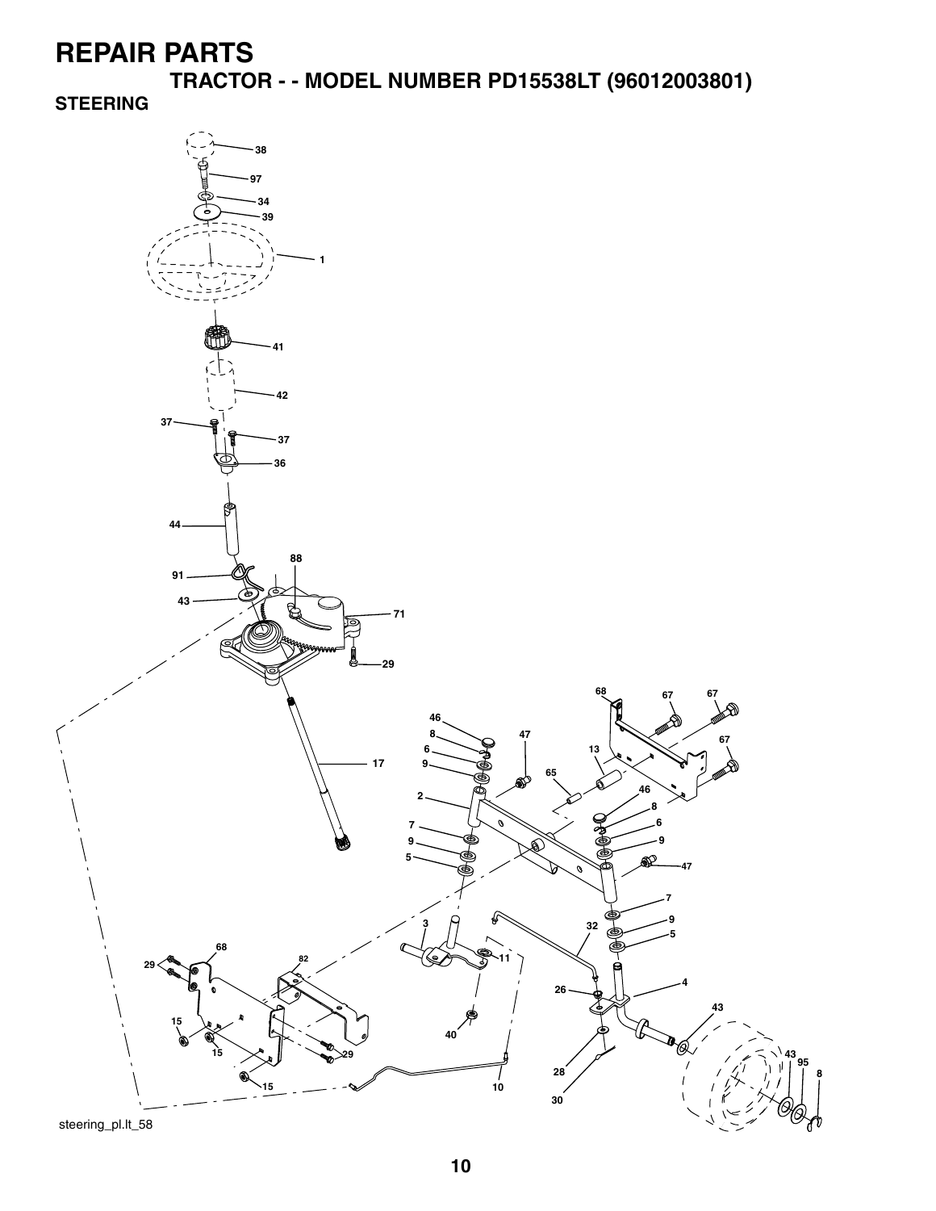# REPAIR PARTS

## TRACTOR - - MODEL NUMBER PD15538LT (96012003801)

### STEERING

steering_pl.lt_58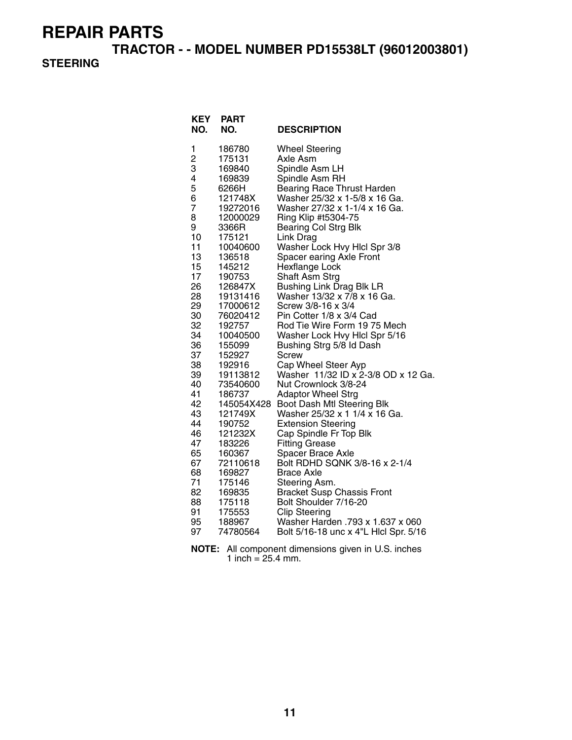# REPAIR PARTS

## TRACTOR - - MODEL NUMBER PD15538LT (96012003801)

### STEERING

| KEY NO. | PART NO. | DESCRIPTION |
|---|---|---|
| 1 | 186780 | Wheel Steering |
| 2 | 175131 | Axle Asm |
| 3 | 169840 | Spindle Asm LH |
| 4 | 169839 | Spindle Asm RH |
| 5 | 6266H | Bearing Race Thrust Harden |
| 6 | 121748X | Washer 25/32 x 1-5/8 x 16 Ga. |
| 7 | 19272016 | Washer 27/32 x 1-1/4 x 16 Ga. |
| 8 | 12000029 | Ring Klip #t5304-75 |
| 9 | 3366R | Bearing Col Strg Blk |
| 10 | 175121 | Link Drag |
| 11 | 10040600 | Washer Lock Hvy Hlcl Spr 3/8 |
| 13 | 136518 | Spacer earing Axle Front |
| 15 | 145212 | Hexflange Lock |
| 17 | 190753 | Shaft Asm Strg |
| 26 | 126847X | Bushing Link Drag Blk LR |
| 28 | 19131416 | Washer 13/32 x 7/8 x 16 Ga. |
| 29 | 17000612 | Screw 3/8-16 x 3/4 |
| 30 | 76020412 | Pin Cotter 1/8 x 3/4 Cad |
| 32 | 192757 | Rod Tie Wire Form 19 75 Mech |
| 34 | 10040500 | Washer Lock Hvy Hlcl Spr 5/16 |
| 36 | 155099 | Bushing Strg 5/8 Id Dash |
| 37 | 152927 | Screw |
| 38 | 192916 | Cap Wheel Steer Ayp |
| 39 | 19113812 | Washer 11/32 ID x 2-3/8 OD x 12 Ga. |
| 40 | 73540600 | Nut Crownlock 3/8-24 |
| 41 | 186737 | Adaptor Wheel Strg |
| 42 | 145054X428 | Boot Dash Mtl Steering Blk |
| 43 | 121749X | Washer 25/32 x 1 1/4 x 16 Ga. |
| 44 | 190752 | Extension Steering |
| 46 | 121232X | Cap Spindle Fr Top Blk |
| 47 | 183226 | Fitting Grease |
| 65 | 160367 | Spacer Brace Axle |
| 67 | 72110618 | Bolt RDHD SQNK 3/8-16 x 2-1/4 |
| 68 | 169827 | Brace Axle |
| 71 | 175146 | Steering Asm. |
| 82 | 169835 | Bracket Susp Chassis Front |
| 88 | 175118 | Bolt Shoulder 7/16-20 |
| 91 | 175553 | Clip Steering |
| 95 | 188967 | Washer Harden .793 x 1.637 x 060 |
| 97 | 74780564 | Bolt 5/16-18 unc x 4"L Hlcl Spr. 5/16 |

**NOTE:** All component dimensions given in U.S. inches
1 inch = 25.4 mm.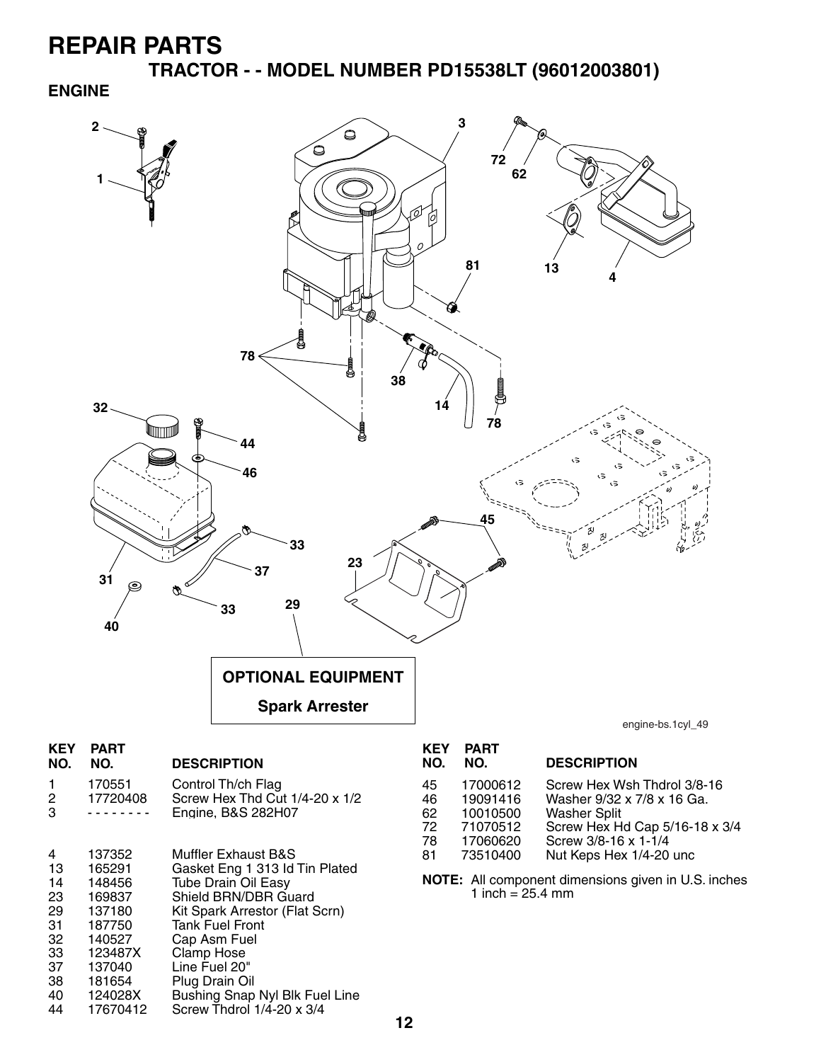# REPAIR PARTS

## TRACTOR - - MODEL NUMBER PD15538LT (96012003801)

### ENGINE

OPTIONAL EQUIPMENT

Spark Arrester

engine-bs.1cyl_49

| KEY NO. | PART NO. | DESCRIPTION |
|---|---|---|
| 1 | 170551 | Control Th/ch Flag |
| 2 | 17720408 | Screw Hex Thd Cut 1/4-20 x 1/2 |
| 3 | - - - - - - - - | Engine, B&S 282H07 |
| 4 | 137352 | Muffler Exhaust B&S |
| 13 | 165291 | Gasket Eng 1 313 Id Tin Plated |
| 14 | 148456 | Tube Drain Oil Easy |
| 23 | 169837 | Shield BRN/DBR Guard |
| 29 | 137180 | Kit Spark Arrestor (Flat Scrn) |
| 31 | 187750 | Tank Fuel Front |
| 32 | 140527 | Cap Asm Fuel |
| 33 | 123487X | Clamp Hose |
| 37 | 137040 | Line Fuel 20" |
| 38 | 181654 | Plug Drain Oil |
| 40 | 124028X | Bushing Snap Nyl Blk Fuel Line |
| 44 | 17670412 | Screw Thdrol 1/4-20 x 3/4 |
| 45 | 17000612 | Screw Hex Wsh Thdrol 3/8-16 |
| 46 | 19091416 | Washer 9/32 x 7/8 x 16 Ga. |
| 62 | 10010500 | Washer Split |
| 72 | 71070512 | Screw Hex Hd Cap 5/16-18 x 3/4 |
| 78 | 17060620 | Screw 3/8-16 x 1-1/4 |
| 81 | 73510400 | Nut Keps Hex 1/4-20 unc |

**NOTE:** All component dimensions given in U.S. inches
1 inch = 25.4 mm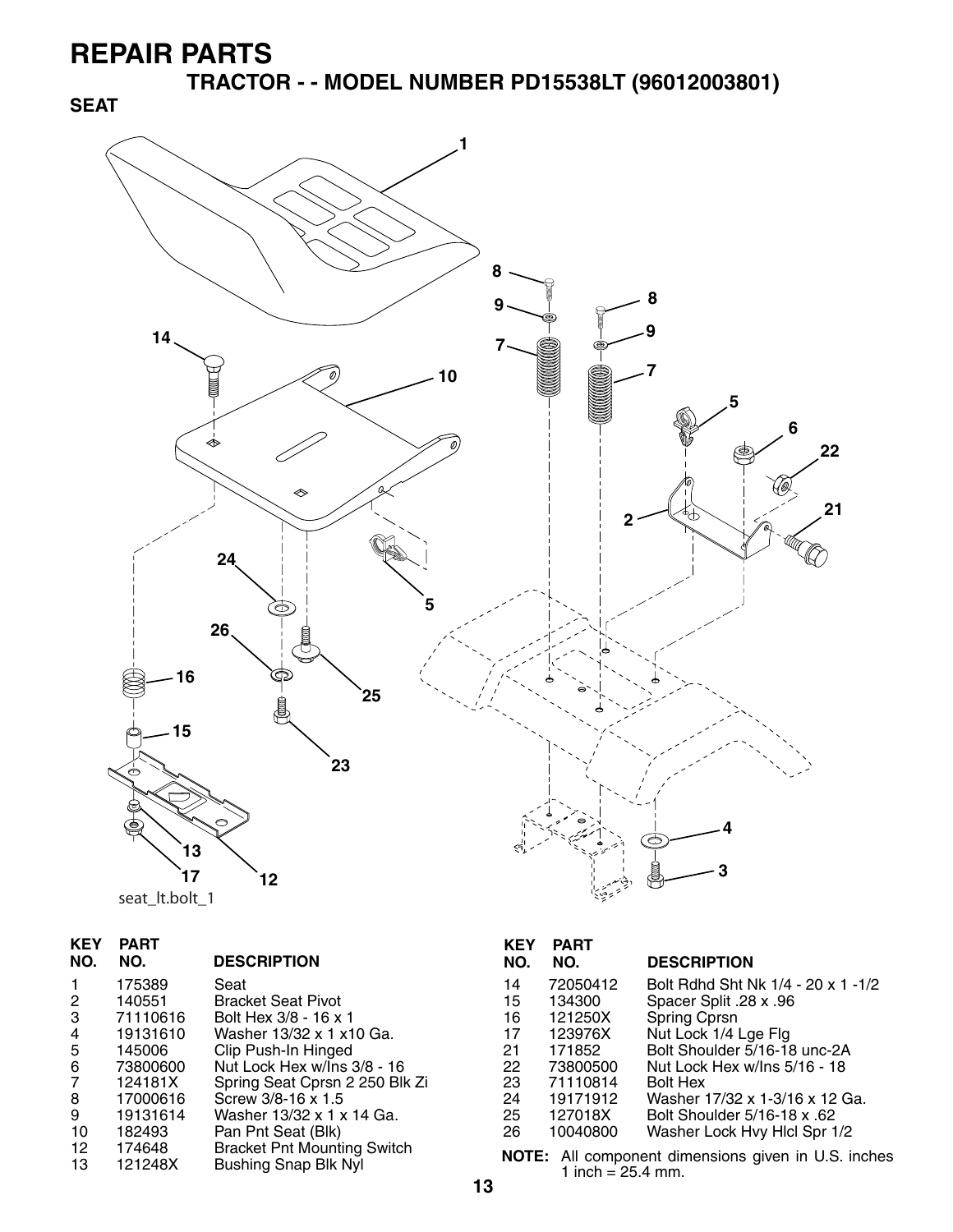# REPAIR PARTS

## TRACTOR - - MODEL NUMBER PD15538LT (96012003801)

### SEAT

seat_lt.bolt_1

| KEY NO. | PART NO. | DESCRIPTION |
|---|---|---|
| 1 | 175389 | Seat |
| 2 | 140551 | Bracket Seat Pivot |
| 3 | 71110616 | Bolt Hex 3/8 - 16 x 1 |
| 4 | 19131610 | Washer 13/32 x 1 x10 Ga. |
| 5 | 145006 | Clip Push-In Hinged |
| 6 | 73800600 | Nut Lock Hex w/Ins 3/8 - 16 |
| 7 | 124181X | Spring Seat Cprsn 2 250 Blk Zi |
| 8 | 17000616 | Screw 3/8-16 x 1.5 |
| 9 | 19131614 | Washer 13/32 x 1 x 14 Ga. |
| 10 | 182493 | Pan Pnt Seat (Blk) |
| 12 | 174648 | Bracket Pnt Mounting Switch |
| 13 | 121248X | Bushing Snap Blk Nyl |
| 14 | 72050412 | Bolt Rdhd Sht Nk 1/4 - 20 x 1 -1/2 |
| 15 | 134300 | Spacer Split .28 x .96 |
| 16 | 121250X | Spring Cprsn |
| 17 | 123976X | Nut Lock 1/4 Lge Flg |
| 21 | 171852 | Bolt Shoulder 5/16-18 unc-2A |
| 22 | 73800500 | Nut Lock Hex w/Ins 5/16 - 18 |
| 23 | 71110814 | Bolt Hex |
| 24 | 19171912 | Washer 17/32 x 1-3/16 x 12 Ga. |
| 25 | 127018X | Bolt Shoulder 5/16-18 x .62 |
| 26 | 10040800 | Washer Lock Hvy Hlcl Spr 1/2 |

**NOTE:** All component dimensions given in U.S. inches 1 inch = 25.4 mm.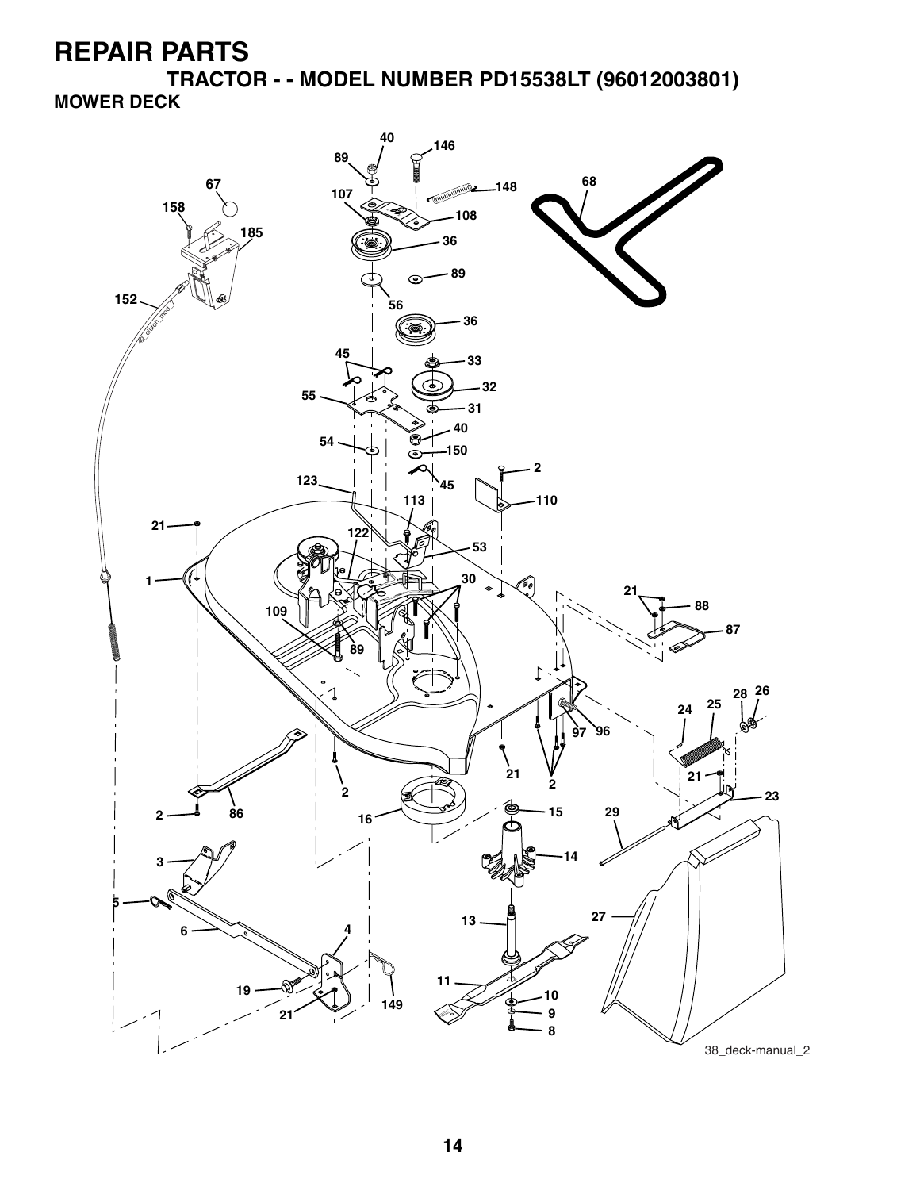# REPAIR PARTS

## TRACTOR - - MODEL NUMBER PD15538LT (96012003801)

### MOWER DECK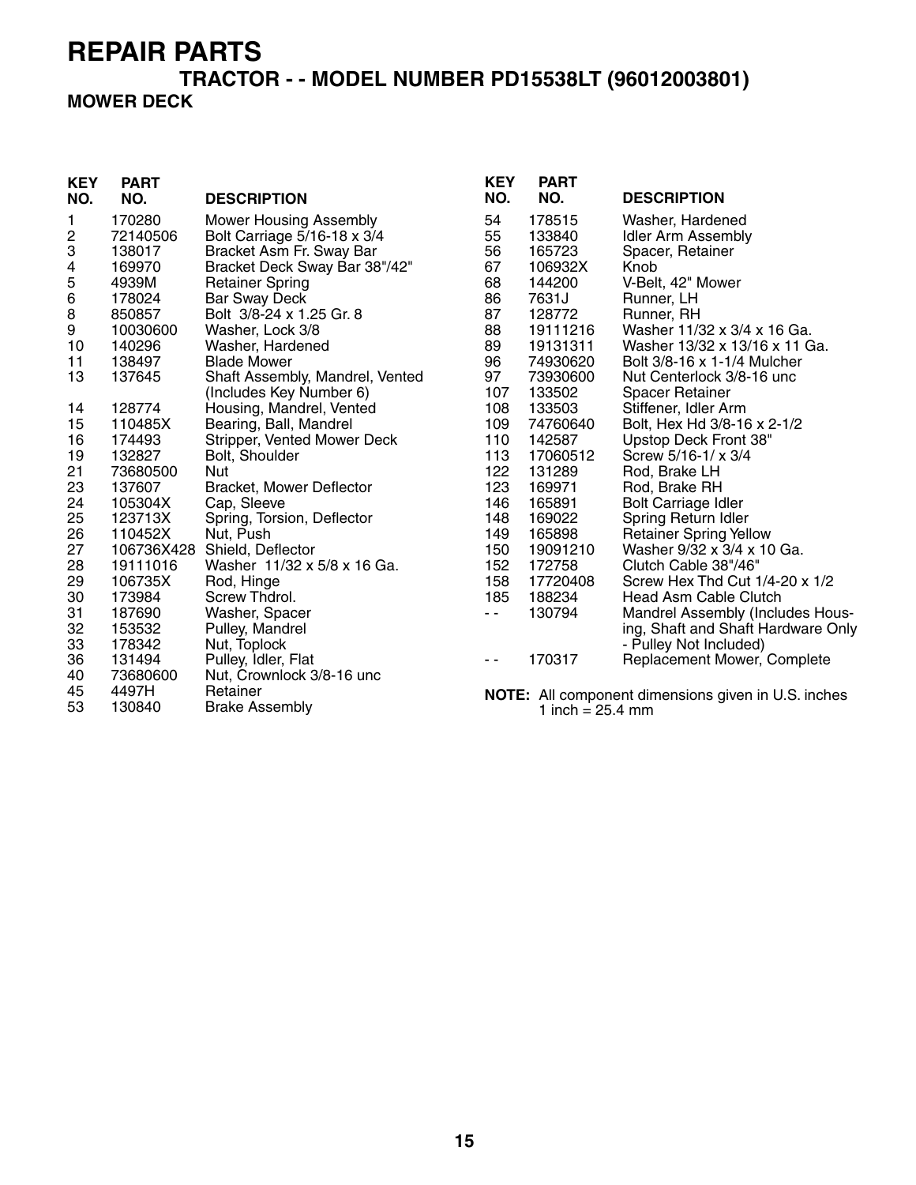# REPAIR PARTS

## TRACTOR - - MODEL NUMBER PD15538LT (96012003801)

### MOWER DECK

| KEY NO. | PART NO. | DESCRIPTION |
|---|---|---|
| 1 | 170280 | Mower Housing Assembly |
| 2 | 72140506 | Bolt Carriage 5/16-18 x 3/4 |
| 3 | 138017 | Bracket Asm Fr. Sway Bar |
| 4 | 169970 | Bracket Deck Sway Bar 38"/42" |
| 5 | 4939M | Retainer Spring |
| 6 | 178024 | Bar Sway Deck |
| 8 | 850857 | Bolt 3/8-24 x 1.25 Gr. 8 |
| 9 | 10030600 | Washer, Lock 3/8 |
| 10 | 140296 | Washer, Hardened |
| 11 | 138497 | Blade Mower |
| 13 | 137645 | Shaft Assembly, Mandrel, Vented (Includes Key Number 6) |
| 14 | 128774 | Housing, Mandrel, Vented |
| 15 | 110485X | Bearing, Ball, Mandrel |
| 16 | 174493 | Stripper, Vented Mower Deck |
| 19 | 132827 | Bolt, Shoulder |
| 21 | 73680500 | Nut |
| 23 | 137607 | Bracket, Mower Deflector |
| 24 | 105304X | Cap, Sleeve |
| 25 | 123713X | Spring, Torsion, Deflector |
| 26 | 110452X | Nut, Push |
| 27 | 106736X428 | Shield, Deflector |
| 28 | 19111016 | Washer 11/32 x 5/8 x 16 Ga. |
| 29 | 106735X | Rod, Hinge |
| 30 | 173984 | Screw Thdrol. |
| 31 | 187690 | Washer, Spacer |
| 32 | 153532 | Pulley, Mandrel |
| 33 | 178342 | Nut, Toplock |
| 36 | 131494 | Pulley, Idler, Flat |
| 40 | 73680600 | Nut, Crownlock 3/8-16 unc |
| 45 | 4497H | Retainer |
| 53 | 130840 | Brake Assembly |
| 54 | 178515 | Washer, Hardened |
| 55 | 133840 | Idler Arm Assembly |
| 56 | 165723 | Spacer, Retainer |
| 67 | 106932X | Knob |
| 68 | 144200 | V-Belt, 42" Mower |
| 86 | 7631J | Runner, LH |
| 87 | 128772 | Runner, RH |
| 88 | 19111216 | Washer 11/32 x 3/4 x 16 Ga. |
| 89 | 19131311 | Washer 13/32 x 13/16 x 11 Ga. |
| 96 | 74930620 | Bolt 3/8-16 x 1-1/4 Mulcher |
| 97 | 73930600 | Nut Centerlock 3/8-16 unc |
| 107 | 133502 | Spacer Retainer |
| 108 | 133503 | Stiffener, Idler Arm |
| 109 | 74760640 | Bolt, Hex Hd 3/8-16 x 2-1/2 |
| 110 | 142587 | Upstop Deck Front 38" |
| 113 | 17060512 | Screw 5/16-1/ x 3/4 |
| 122 | 131289 | Rod, Brake LH |
| 123 | 169971 | Rod, Brake RH |
| 146 | 165891 | Bolt Carriage Idler |
| 148 | 169022 | Spring Return Idler |
| 149 | 165898 | Retainer Spring Yellow |
| 150 | 19091210 | Washer 9/32 x 3/4 x 10 Ga. |
| 152 | 172758 | Clutch Cable 38"/46" |
| 158 | 17720408 | Screw Hex Thd Cut 1/4-20 x 1/2 |
| 185 | 188234 | Head Asm Cable Clutch |
| - - | 130794 | Mandrel Assembly (Includes Housing, Shaft and Shaft Hardware Only - Pulley Not Included) |
| - - | 170317 | Replacement Mower, Complete |

**NOTE:** All component dimensions given in U.S. inches
1 inch = 25.4 mm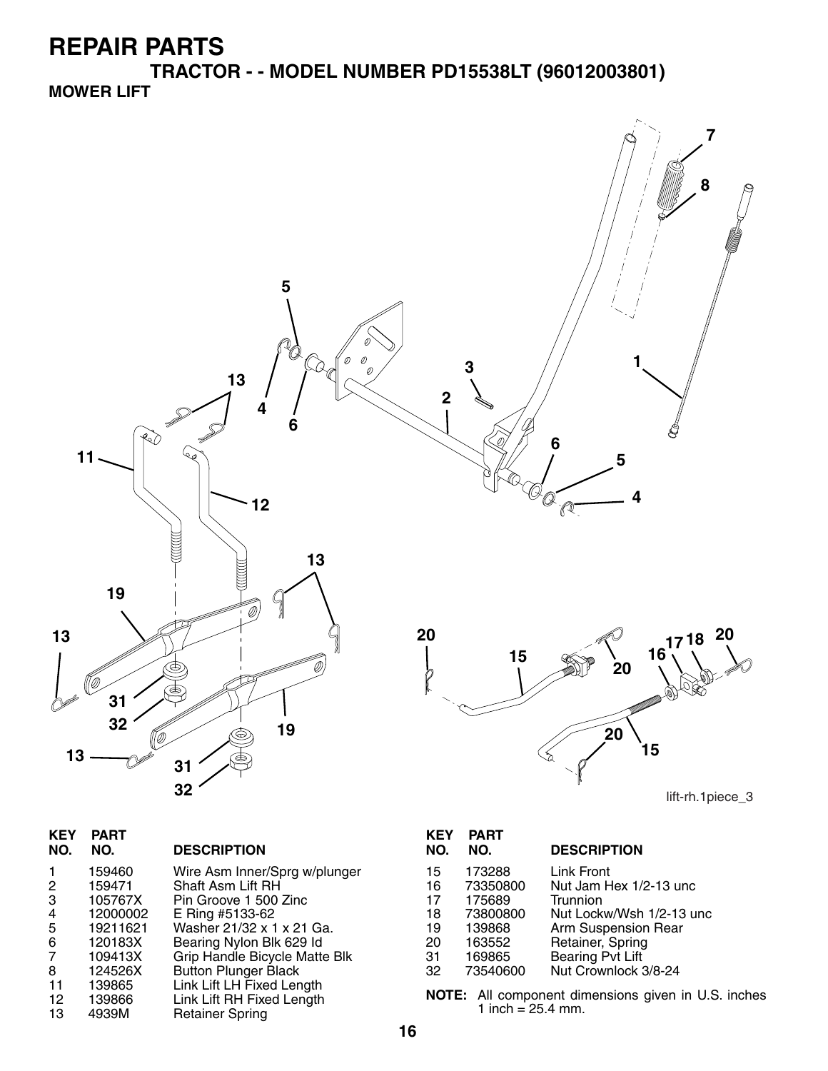# REPAIR PARTS

## TRACTOR - - MODEL NUMBER PD15538LT (96012003801)

### MOWER LIFT

lift-rh.1piece_3

| KEY NO. | PART NO. | DESCRIPTION |
|---|---|---|
| 1 | 159460 | Wire Asm Inner/Sprg w/plunger |
| 2 | 159471 | Shaft Asm Lift RH |
| 3 | 105767X | Pin Groove 1 500 Zinc |
| 4 | 12000002 | E Ring #5133-62 |
| 5 | 19211621 | Washer 21/32 x 1 x 21 Ga. |
| 6 | 120183X | Bearing Nylon Blk 629 Id |
| 7 | 109413X | Grip Handle Bicycle Matte Blk |
| 8 | 124526X | Button Plunger Black |
| 11 | 139865 | Link Lift LH Fixed Length |
| 12 | 139866 | Link Lift RH Fixed Length |
| 13 | 4939M | Retainer Spring |
| 15 | 173288 | Link Front |
| 16 | 73350800 | Nut Jam Hex 1/2-13 unc |
| 17 | 175689 | Trunnion |
| 18 | 73800800 | Nut Lockw/Wsh 1/2-13 unc |
| 19 | 139868 | Arm Suspension Rear |
| 20 | 163552 | Retainer, Spring |
| 31 | 169865 | Bearing Pvt Lift |
| 32 | 73540600 | Nut Crownlock 3/8-24 |

**NOTE:** All component dimensions given in U.S. inches 1 inch = 25.4 mm.